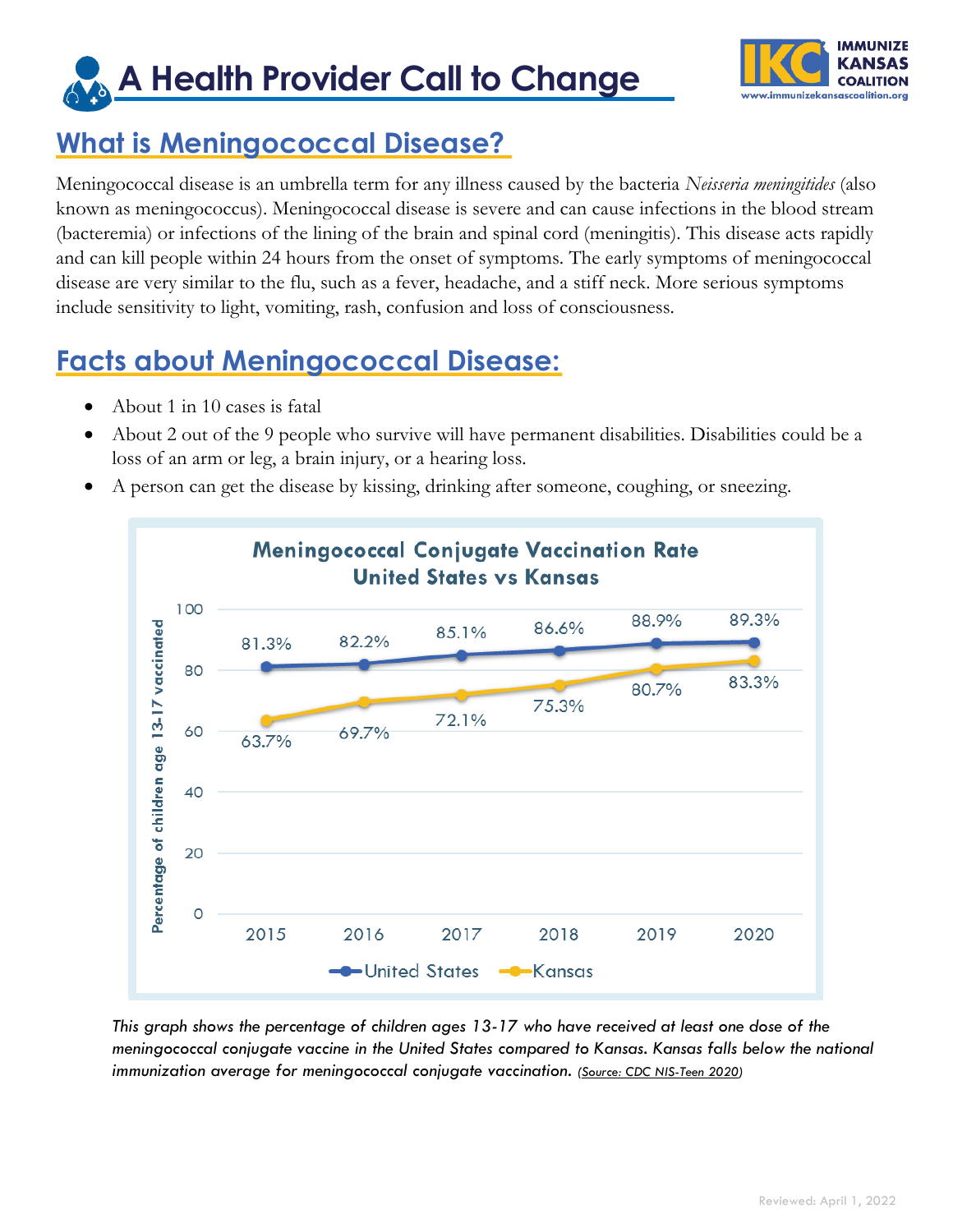# A Health Provider Call to Change

IMMUNIZE KANSAS COALITION
www.immunizekansascoalition.org

## What is Meningococcal Disease?

Meningococcal disease is an umbrella term for any illness caused by the bacteria *Neisseria meningitides* (also known as meningococcus). Meningococcal disease is severe and can cause infections in the blood stream (bacteremia) or infections of the lining of the brain and spinal cord (meningitis). This disease acts rapidly and can kill people within 24 hours from the onset of symptoms. The early symptoms of meningococcal disease are very similar to the flu, such as a fever, headache, and a stiff neck. More serious symptoms include sensitivity to light, vomiting, rash, confusion and loss of consciousness.

## Facts about Meningococcal Disease:

- About 1 in 10 cases is fatal
- About 2 out of the 9 people who survive will have permanent disabilities. Disabilities could be a loss of an arm or leg, a brain injury, or a hearing loss.
- A person can get the disease by kissing, drinking after someone, coughing, or sneezing.

**Meningococcal Conjugate Vaccination Rate United States vs Kansas**

Percentage of children age 13-17 vaccinated

| Year | United States | Kansas |
|---|---|---|
| 2015 | 81.3% | 63.7% |
| 2016 | 82.2% | 69.7% |
| 2017 | 85.1% | 72.1% |
| 2018 | 86.6% | 75.3% |
| 2019 | 88.9% | 80.7% |
| 2020 | 89.3% | 83.3% |

*This graph shows the percentage of children ages 13-17 who have received at least one dose of the meningococcal conjugate vaccine in the United States compared to Kansas. Kansas falls below the national immunization average for meningococcal conjugate vaccination. (Source: CDC NIS-Teen 2020)*

Reviewed: April 1, 2022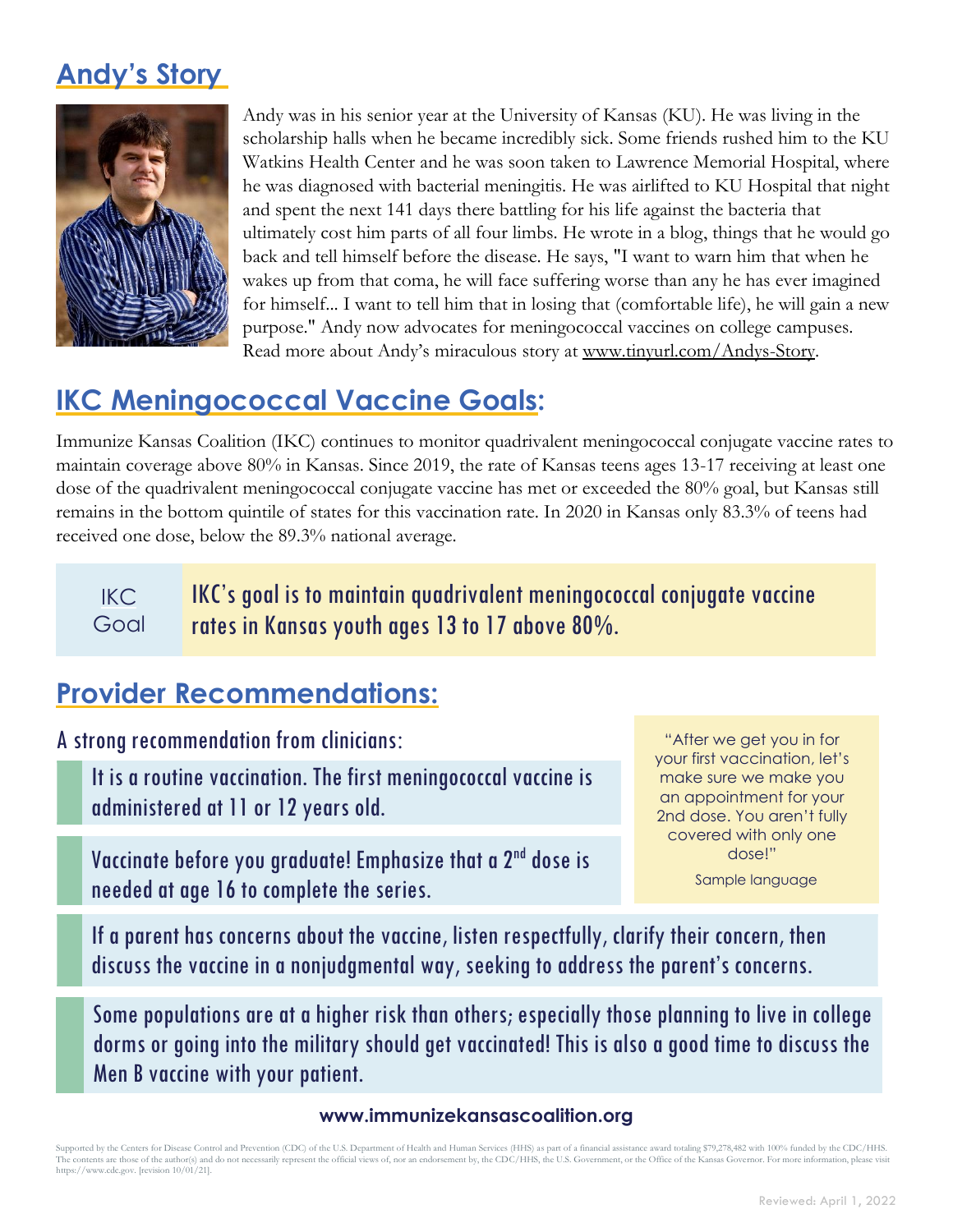## Andy's Story

Andy was in his senior year at the University of Kansas (KU). He was living in the scholarship halls when he became incredibly sick. Some friends rushed him to the KU Watkins Health Center and he was soon taken to Lawrence Memorial Hospital, where he was diagnosed with bacterial meningitis. He was airlifted to KU Hospital that night and spent the next 141 days there battling for his life against the bacteria that ultimately cost him parts of all four limbs. He wrote in a blog, things that he would go back and tell himself before the disease. He says, "I want to warn him that when he wakes up from that coma, he will face suffering worse than any he has ever imagined for himself... I want to tell him that in losing that (comfortable life), he will gain a new purpose." Andy now advocates for meningococcal vaccines on college campuses. Read more about Andy's miraculous story at www.tinyurl.com/Andys-Story.

## IKC Meningococcal Vaccine Goals:

Immunize Kansas Coalition (IKC) continues to monitor quadrivalent meningococcal conjugate vaccine rates to maintain coverage above 80% in Kansas. Since 2019, the rate of Kansas teens ages 13-17 receiving at least one dose of the quadrivalent meningococcal conjugate vaccine has met or exceeded the 80% goal, but Kansas still remains in the bottom quintile of states for this vaccination rate. In 2020 in Kansas only 83.3% of teens had received one dose, below the 89.3% national average.

**IKC Goal**

IKC's goal is to maintain quadrivalent meningococcal conjugate vaccine rates in Kansas youth ages 13 to 17 above 80%.

## Provider Recommendations:

A strong recommendation from clinicians:

- It is a routine vaccination. The first meningococcal vaccine is administered at 11 or 12 years old.
- Vaccinate before you graduate! Emphasize that a 2nd dose is needed at age 16 to complete the series.

"After we get you in for your first vaccination, let's make sure we make you an appointment for your 2nd dose. You aren't fully covered with only one dose!"

Sample language

- If a parent has concerns about the vaccine, listen respectfully, clarify their concern, then discuss the vaccine in a nonjudgmental way, seeking to address the parent's concerns.
- Some populations are at a higher risk than others; especially those planning to live in college dorms or going into the military should get vaccinated! This is also a good time to discuss the Men B vaccine with your patient.

**www.immunizekansascoalition.org**

Supported by the Centers for Disease Control and Prevention (CDC) of the U.S. Department of Health and Human Services (HHS) as part of a financial assistance award totaling $79,278,482 with 100% funded by the CDC/HHS. The contents are those of the author(s) and do not necessarily represent the official views of, nor an endorsement by, the CDC/HHS, the U.S. Government, or the Office of the Kansas Governor. For more information, please visit https://www.cdc.gov. [revision 10/01/21].

Reviewed: April 1, 2022